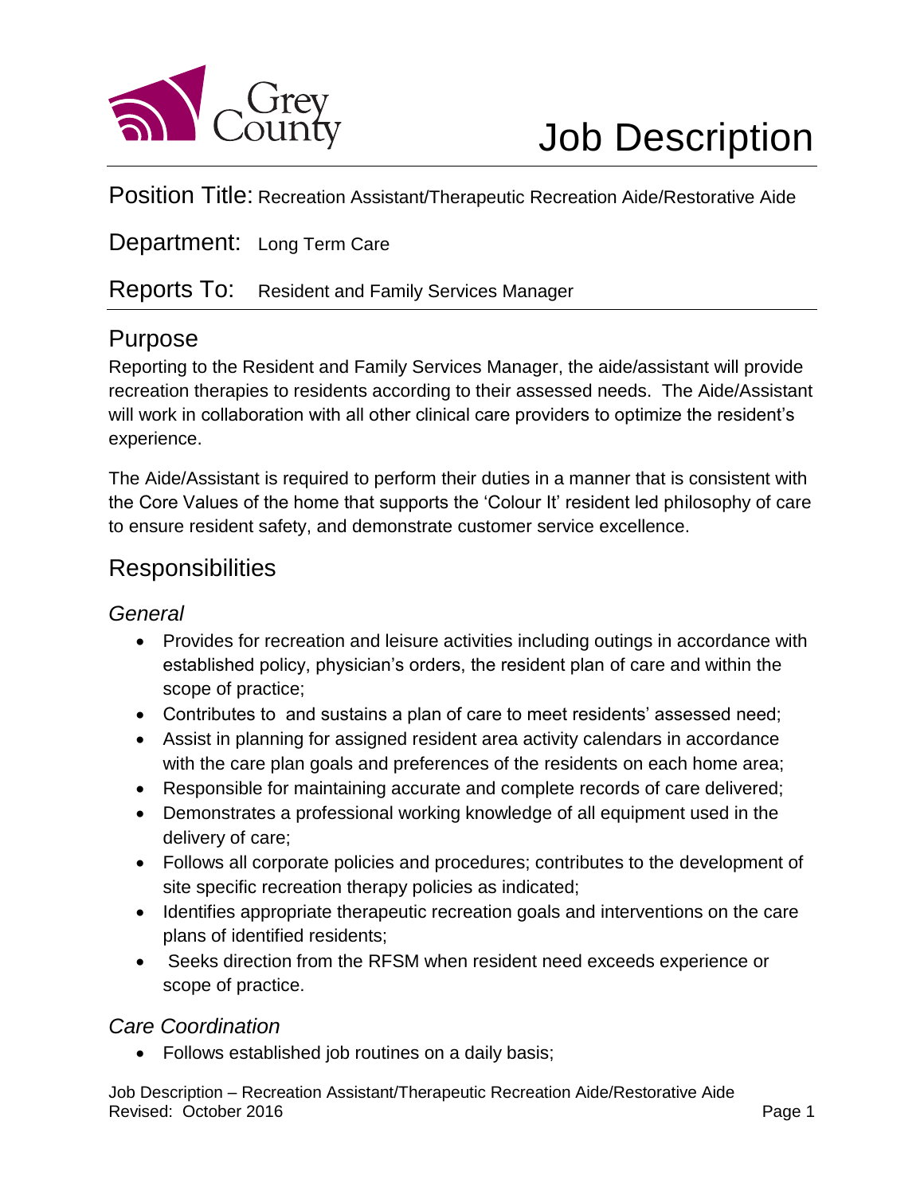Grey County

# Job Description

**Position Title:** Recreation Assistant/Therapeutic Recreation Aide/Restorative Aide

**Department:** Long Term Care

**Reports To:** Resident and Family Services Manager

## Purpose

Reporting to the Resident and Family Services Manager, the aide/assistant will provide recreation therapies to residents according to their assessed needs. The Aide/Assistant will work in collaboration with all other clinical care providers to optimize the resident's experience.

The Aide/Assistant is required to perform their duties in a manner that is consistent with the Core Values of the home that supports the 'Colour It' resident led philosophy of care to ensure resident safety, and demonstrate customer service excellence.

## Responsibilities

### *General*

- Provides for recreation and leisure activities including outings in accordance with established policy, physician's orders, the resident plan of care and within the scope of practice;
- Contributes to and sustains a plan of care to meet residents' assessed need;
- Assist in planning for assigned resident area activity calendars in accordance with the care plan goals and preferences of the residents on each home area;
- Responsible for maintaining accurate and complete records of care delivered;
- Demonstrates a professional working knowledge of all equipment used in the delivery of care;
- Follows all corporate policies and procedures; contributes to the development of site specific recreation therapy policies as indicated;
- Identifies appropriate therapeutic recreation goals and interventions on the care plans of identified residents;
- Seeks direction from the RFSM when resident need exceeds experience or scope of practice.

### *Care Coordination*

- Follows established job routines on a daily basis;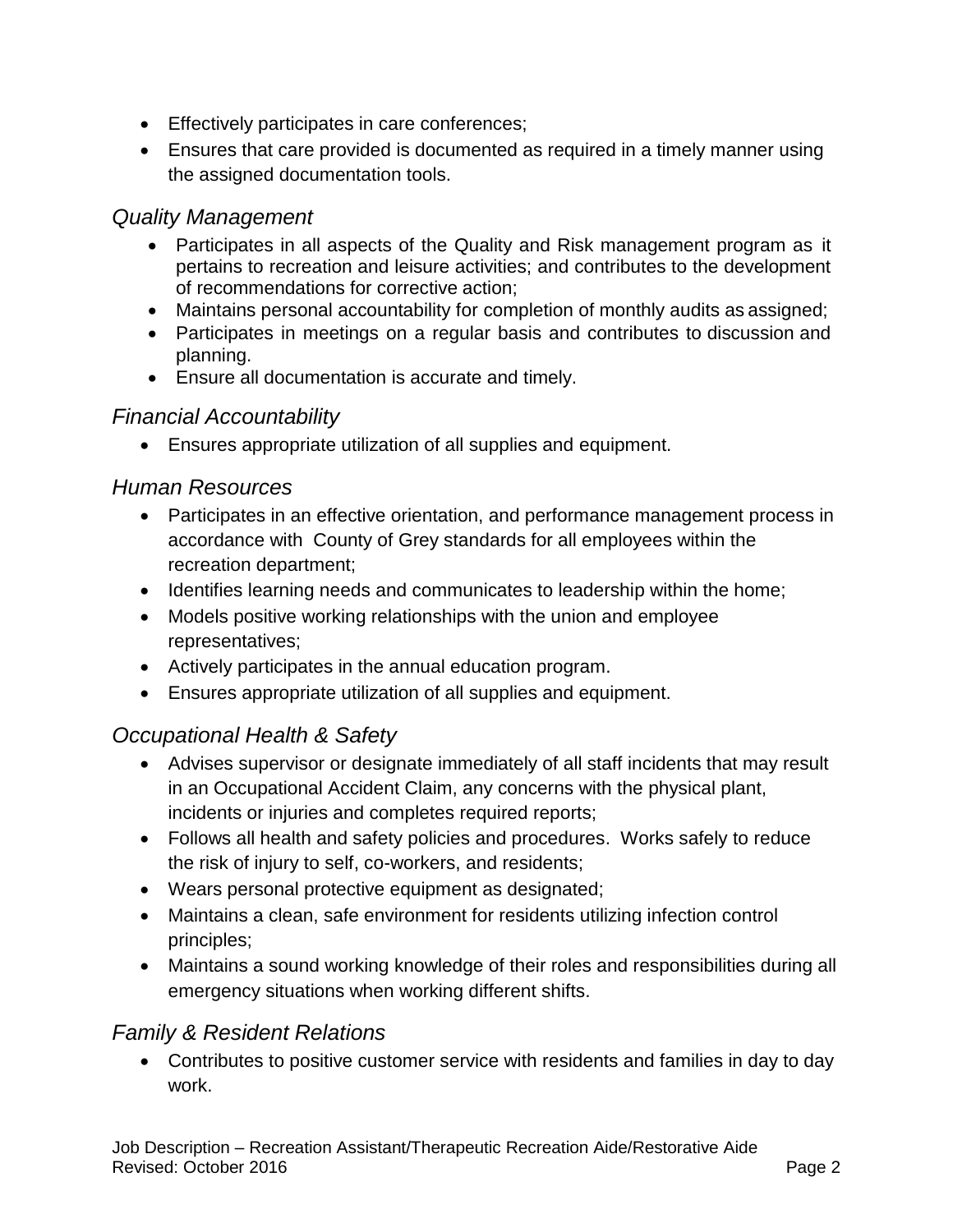- Effectively participates in care conferences;
- Ensures that care provided is documented as required in a timely manner using the assigned documentation tools.

### *Quality Management*

- Participates in all aspects of the Quality and Risk management program as it pertains to recreation and leisure activities; and contributes to the development of recommendations for corrective action;
- Maintains personal accountability for completion of monthly audits as assigned;
- Participates in meetings on a regular basis and contributes to discussion and planning.
- Ensure all documentation is accurate and timely.

### *Financial Accountability*

- Ensures appropriate utilization of all supplies and equipment.

### *Human Resources*

- Participates in an effective orientation, and performance management process in accordance with County of Grey standards for all employees within the recreation department;
- Identifies learning needs and communicates to leadership within the home;
- Models positive working relationships with the union and employee representatives;
- Actively participates in the annual education program.
- Ensures appropriate utilization of all supplies and equipment.

### *Occupational Health & Safety*

- Advises supervisor or designate immediately of all staff incidents that may result in an Occupational Accident Claim, any concerns with the physical plant, incidents or injuries and completes required reports;
- Follows all health and safety policies and procedures. Works safely to reduce the risk of injury to self, co-workers, and residents;
- Wears personal protective equipment as designated;
- Maintains a clean, safe environment for residents utilizing infection control principles;
- Maintains a sound working knowledge of their roles and responsibilities during all emergency situations when working different shifts.

### *Family & Resident Relations*

- Contributes to positive customer service with residents and families in day to day work.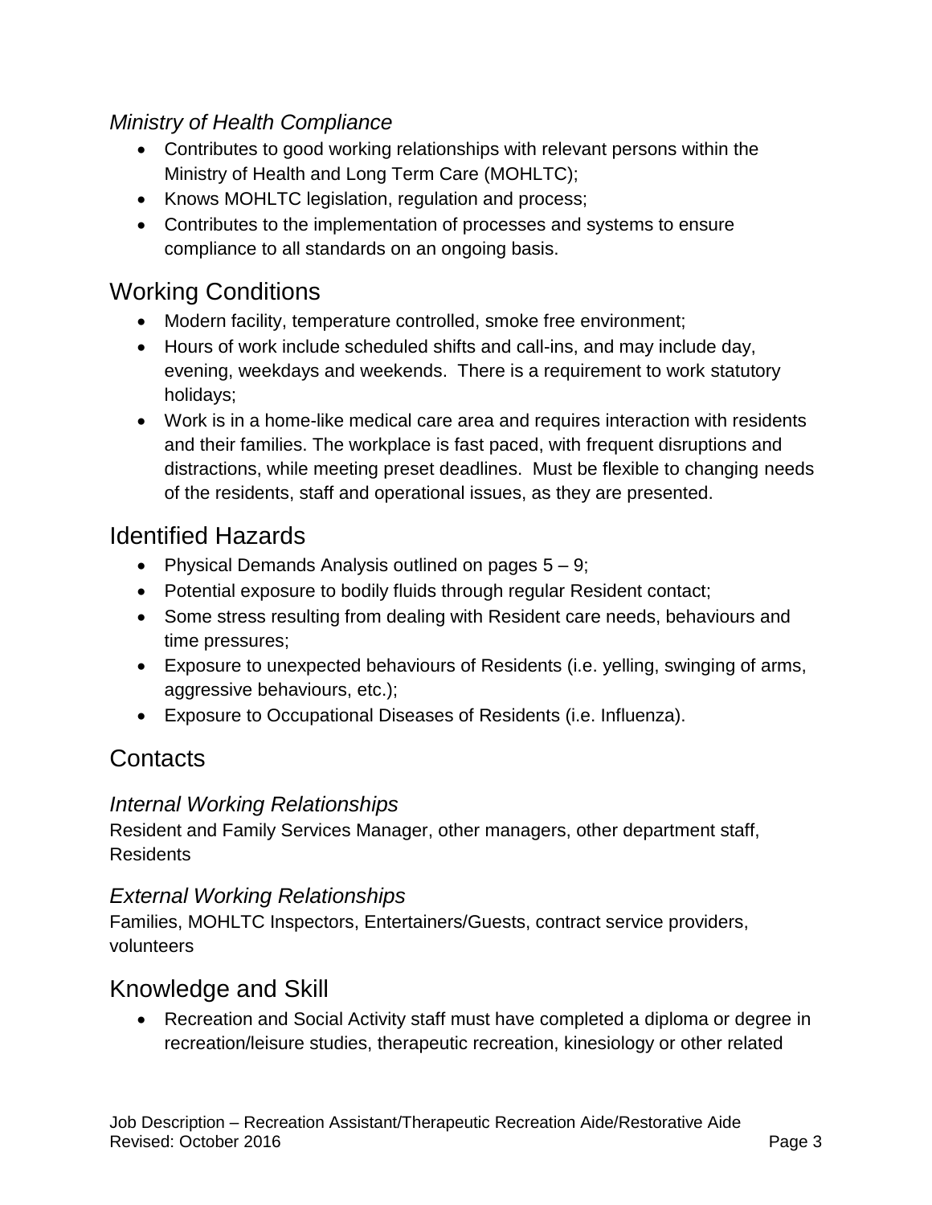### *Ministry of Health Compliance*

- Contributes to good working relationships with relevant persons within the Ministry of Health and Long Term Care (MOHLTC);
- Knows MOHLTC legislation, regulation and process;
- Contributes to the implementation of processes and systems to ensure compliance to all standards on an ongoing basis.

## Working Conditions

- Modern facility, temperature controlled, smoke free environment;
- Hours of work include scheduled shifts and call-ins, and may include day, evening, weekdays and weekends. There is a requirement to work statutory holidays;
- Work is in a home-like medical care area and requires interaction with residents and their families. The workplace is fast paced, with frequent disruptions and distractions, while meeting preset deadlines. Must be flexible to changing needs of the residents, staff and operational issues, as they are presented.

## Identified Hazards

- Physical Demands Analysis outlined on pages 5 – 9;
- Potential exposure to bodily fluids through regular Resident contact;
- Some stress resulting from dealing with Resident care needs, behaviours and time pressures;
- Exposure to unexpected behaviours of Residents (i.e. yelling, swinging of arms, aggressive behaviours, etc.);
- Exposure to Occupational Diseases of Residents (i.e. Influenza).

## Contacts

### *Internal Working Relationships*

Resident and Family Services Manager, other managers, other department staff, Residents

### *External Working Relationships*

Families, MOHLTC Inspectors, Entertainers/Guests, contract service providers, volunteers

## Knowledge and Skill

- Recreation and Social Activity staff must have completed a diploma or degree in recreation/leisure studies, therapeutic recreation, kinesiology or other related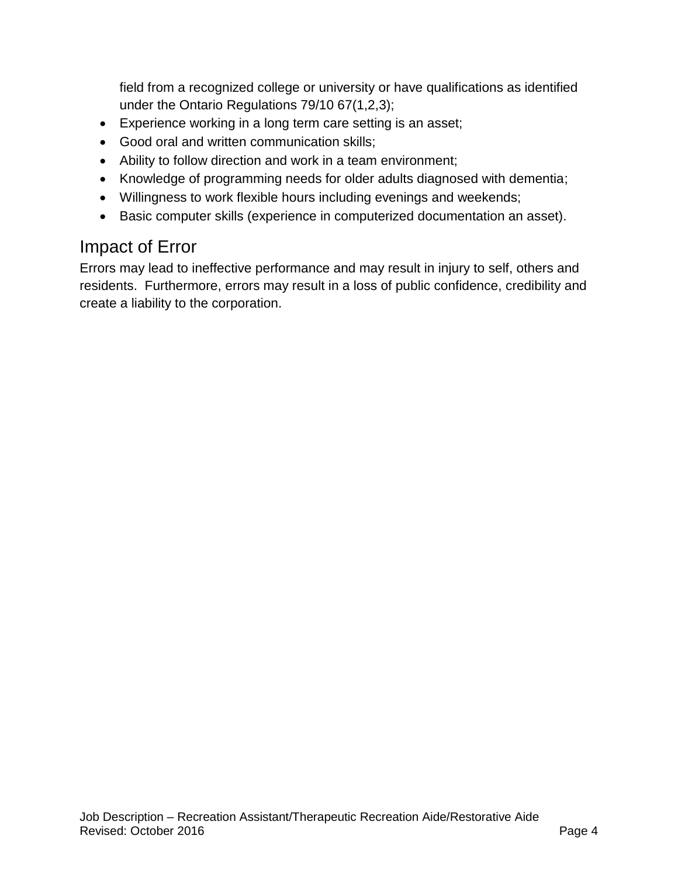field from a recognized college or university or have qualifications as identified under the Ontario Regulations 79/10 67(1,2,3);

- Experience working in a long term care setting is an asset;
- Good oral and written communication skills;
- Ability to follow direction and work in a team environment;
- Knowledge of programming needs for older adults diagnosed with dementia;
- Willingness to work flexible hours including evenings and weekends;
- Basic computer skills (experience in computerized documentation an asset).

## Impact of Error

Errors may lead to ineffective performance and may result in injury to self, others and residents. Furthermore, errors may result in a loss of public confidence, credibility and create a liability to the corporation.